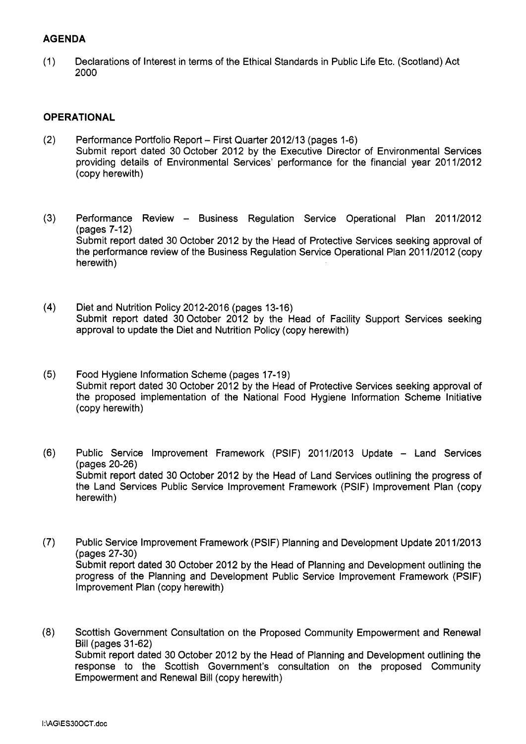## AGENDA

(1) Declarations of Interest in terms of the Ethical Standards in Public Life Etc. (Scotland) Act 2000

## OPERATIONAL

(2) Performance Portfolio Report – First Quarter 2012/13 (pages 1-6)
Submit report dated 30 October 2012 by the Executive Director of Environmental Services providing details of Environmental Services' performance for the financial year 2011/2012 (copy herewith)

(3) Performance Review – Business Regulation Service Operational Plan 2011/2012 (pages 7-12)
Submit report dated 30 October 2012 by the Head of Protective Services seeking approval of the performance review of the Business Regulation Service Operational Plan 2011/2012 (copy herewith)

(4) Diet and Nutrition Policy 2012-2016 (pages 13-16)
Submit report dated 30 October 2012 by the Head of Facility Support Services seeking approval to update the Diet and Nutrition Policy (copy herewith)

(5) Food Hygiene Information Scheme (pages 17-19)
Submit report dated 30 October 2012 by the Head of Protective Services seeking approval of the proposed implementation of the National Food Hygiene Information Scheme Initiative (copy herewith)

(6) Public Service Improvement Framework (PSIF) 2011/2013 Update – Land Services (pages 20-26)
Submit report dated 30 October 2012 by the Head of Land Services outlining the progress of the Land Services Public Service Improvement Framework (PSIF) Improvement Plan (copy herewith)

(7) Public Service Improvement Framework (PSIF) Planning and Development Update 2011/2013 (pages 27-30)
Submit report dated 30 October 2012 by the Head of Planning and Development outlining the progress of the Planning and Development Public Service Improvement Framework (PSIF) Improvement Plan (copy herewith)

(8) Scottish Government Consultation on the Proposed Community Empowerment and Renewal Bill (pages 31-62)
Submit report dated 30 October 2012 by the Head of Planning and Development outlining the response to the Scottish Government's consultation on the proposed Community Empowerment and Renewal Bill (copy herewith)

I:\AG\ES30OCT.doc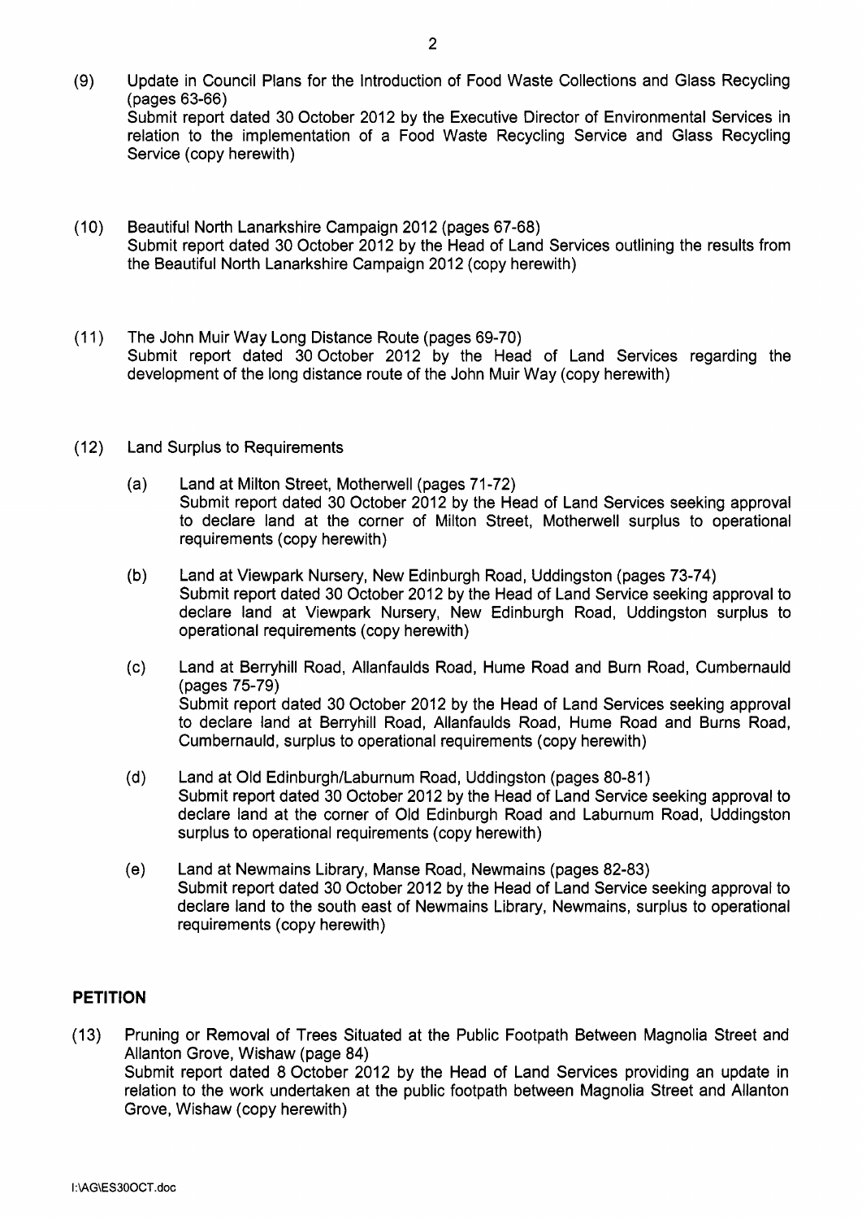(9) Update in Council Plans for the Introduction of Food Waste Collections and Glass Recycling (pages 63-66)
Submit report dated 30 October 2012 by the Executive Director of Environmental Services in relation to the implementation of a Food Waste Recycling Service and Glass Recycling Service (copy herewith)

(10) Beautiful North Lanarkshire Campaign 2012 (pages 67-68)
Submit report dated 30 October 2012 by the Head of Land Services outlining the results from the Beautiful North Lanarkshire Campaign 2012 (copy herewith)

(11) The John Muir Way Long Distance Route (pages 69-70)
Submit report dated 30 October 2012 by the Head of Land Services regarding the development of the long distance route of the John Muir Way (copy herewith)

(12) Land Surplus to Requirements

(a) Land at Milton Street, Motherwell (pages 71-72)
Submit report dated 30 October 2012 by the Head of Land Services seeking approval to declare land at the corner of Milton Street, Motherwell surplus to operational requirements (copy herewith)

(b) Land at Viewpark Nursery, New Edinburgh Road, Uddingston (pages 73-74)
Submit report dated 30 October 2012 by the Head of Land Service seeking approval to declare land at Viewpark Nursery, New Edinburgh Road, Uddingston surplus to operational requirements (copy herewith)

(c) Land at Berryhill Road, Allanfaulds Road, Hume Road and Burn Road, Cumbernauld (pages 75-79)
Submit report dated 30 October 2012 by the Head of Land Services seeking approval to declare land at Berryhill Road, Allanfaulds Road, Hume Road and Burns Road, Cumbernauld, surplus to operational requirements (copy herewith)

(d) Land at Old Edinburgh/Laburnum Road, Uddingston (pages 80-81)
Submit report dated 30 October 2012 by the Head of Land Service seeking approval to declare land at the corner of Old Edinburgh Road and Laburnum Road, Uddingston surplus to operational requirements (copy herewith)

(e) Land at Newmains Library, Manse Road, Newmains (pages 82-83)
Submit report dated 30 October 2012 by the Head of Land Service seeking approval to declare land to the south east of Newmains Library, Newmains, surplus to operational requirements (copy herewith)

## PETITION

(13) Pruning or Removal of Trees Situated at the Public Footpath Between Magnolia Street and Allanton Grove, Wishaw (page 84)
Submit report dated 8 October 2012 by the Head of Land Services providing an update in relation to the work undertaken at the public footpath between Magnolia Street and Allanton Grove, Wishaw (copy herewith)

I:\AG\ES30OCT.doc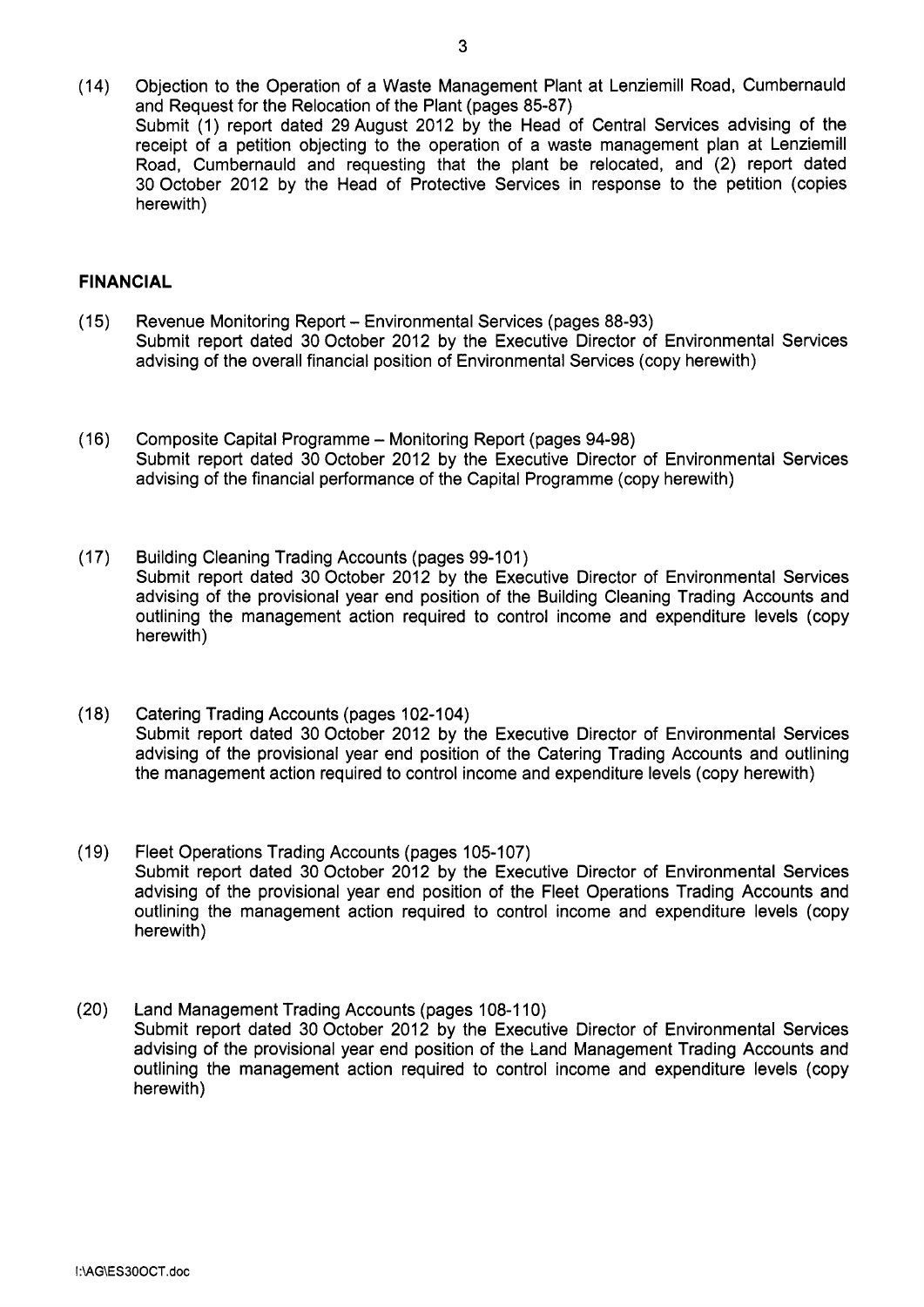(14) Objection to the Operation of a Waste Management Plant at Lenziemill Road, Cumbernauld and Request for the Relocation of the Plant (pages 85-87)
Submit (1) report dated 29 August 2012 by the Head of Central Services advising of the receipt of a petition objecting to the operation of a waste management plan at Lenziemill Road, Cumbernauld and requesting that the plant be relocated, and (2) report dated 30 October 2012 by the Head of Protective Services in response to the petition (copies herewith)

**FINANCIAL**

(15) Revenue Monitoring Report – Environmental Services (pages 88-93)
Submit report dated 30 October 2012 by the Executive Director of Environmental Services advising of the overall financial position of Environmental Services (copy herewith)

(16) Composite Capital Programme – Monitoring Report (pages 94-98)
Submit report dated 30 October 2012 by the Executive Director of Environmental Services advising of the financial performance of the Capital Programme (copy herewith)

(17) Building Cleaning Trading Accounts (pages 99-101)
Submit report dated 30 October 2012 by the Executive Director of Environmental Services advising of the provisional year end position of the Building Cleaning Trading Accounts and outlining the management action required to control income and expenditure levels (copy herewith)

(18) Catering Trading Accounts (pages 102-104)
Submit report dated 30 October 2012 by the Executive Director of Environmental Services advising of the provisional year end position of the Catering Trading Accounts and outlining the management action required to control income and expenditure levels (copy herewith)

(19) Fleet Operations Trading Accounts (pages 105-107)
Submit report dated 30 October 2012 by the Executive Director of Environmental Services advising of the provisional year end position of the Fleet Operations Trading Accounts and outlining the management action required to control income and expenditure levels (copy herewith)

(20) Land Management Trading Accounts (pages 108-110)
Submit report dated 30 October 2012 by the Executive Director of Environmental Services advising of the provisional year end position of the Land Management Trading Accounts and outlining the management action required to control income and expenditure levels (copy herewith)

I:\AG\ES30OCT.doc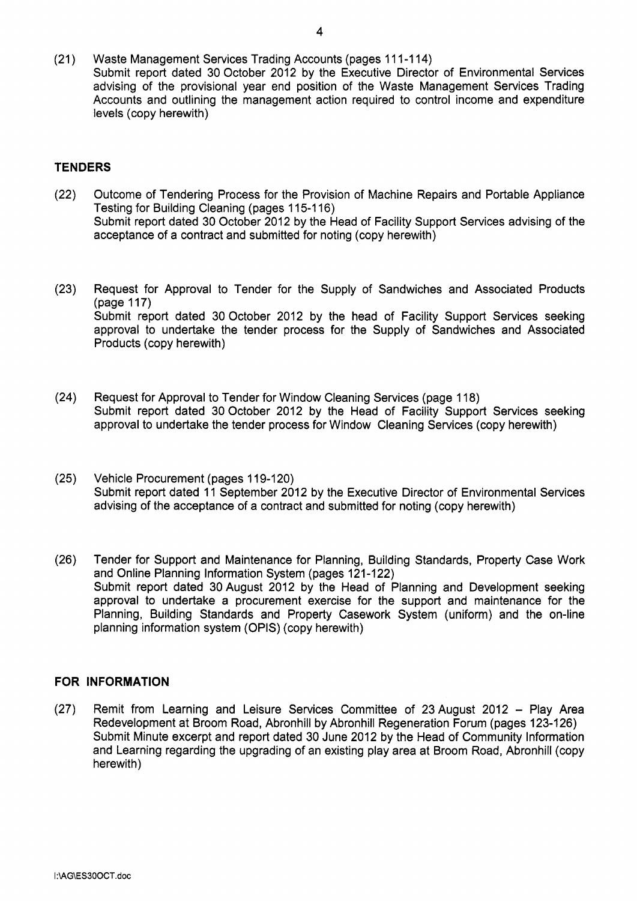(21) Waste Management Services Trading Accounts (pages 111-114)
Submit report dated 30 October 2012 by the Executive Director of Environmental Services advising of the provisional year end position of the Waste Management Services Trading Accounts and outlining the management action required to control income and expenditure levels (copy herewith)

## TENDERS

(22) Outcome of Tendering Process for the Provision of Machine Repairs and Portable Appliance Testing for Building Cleaning (pages 115-116)
Submit report dated 30 October 2012 by the Head of Facility Support Services advising of the acceptance of a contract and submitted for noting (copy herewith)

(23) Request for Approval to Tender for the Supply of Sandwiches and Associated Products (page 117)
Submit report dated 30 October 2012 by the head of Facility Support Services seeking approval to undertake the tender process for the Supply of Sandwiches and Associated Products (copy herewith)

(24) Request for Approval to Tender for Window Cleaning Services (page 118)
Submit report dated 30 October 2012 by the Head of Facility Support Services seeking approval to undertake the tender process for Window Cleaning Services (copy herewith)

(25) Vehicle Procurement (pages 119-120)
Submit report dated 11 September 2012 by the Executive Director of Environmental Services advising of the acceptance of a contract and submitted for noting (copy herewith)

(26) Tender for Support and Maintenance for Planning, Building Standards, Property Case Work and Online Planning Information System (pages 121-122)
Submit report dated 30 August 2012 by the Head of Planning and Development seeking approval to undertake a procurement exercise for the support and maintenance for the Planning, Building Standards and Property Casework System (uniform) and the on-line planning information system (OPIS) (copy herewith)

## FOR INFORMATION

(27) Remit from Learning and Leisure Services Committee of 23 August 2012 – Play Area Redevelopment at Broom Road, Abronhill by Abronhill Regeneration Forum (pages 123-126)
Submit Minute excerpt and report dated 30 June 2012 by the Head of Community Information and Learning regarding the upgrading of an existing play area at Broom Road, Abronhill (copy herewith)

I:\AG\ES30OCT.doc